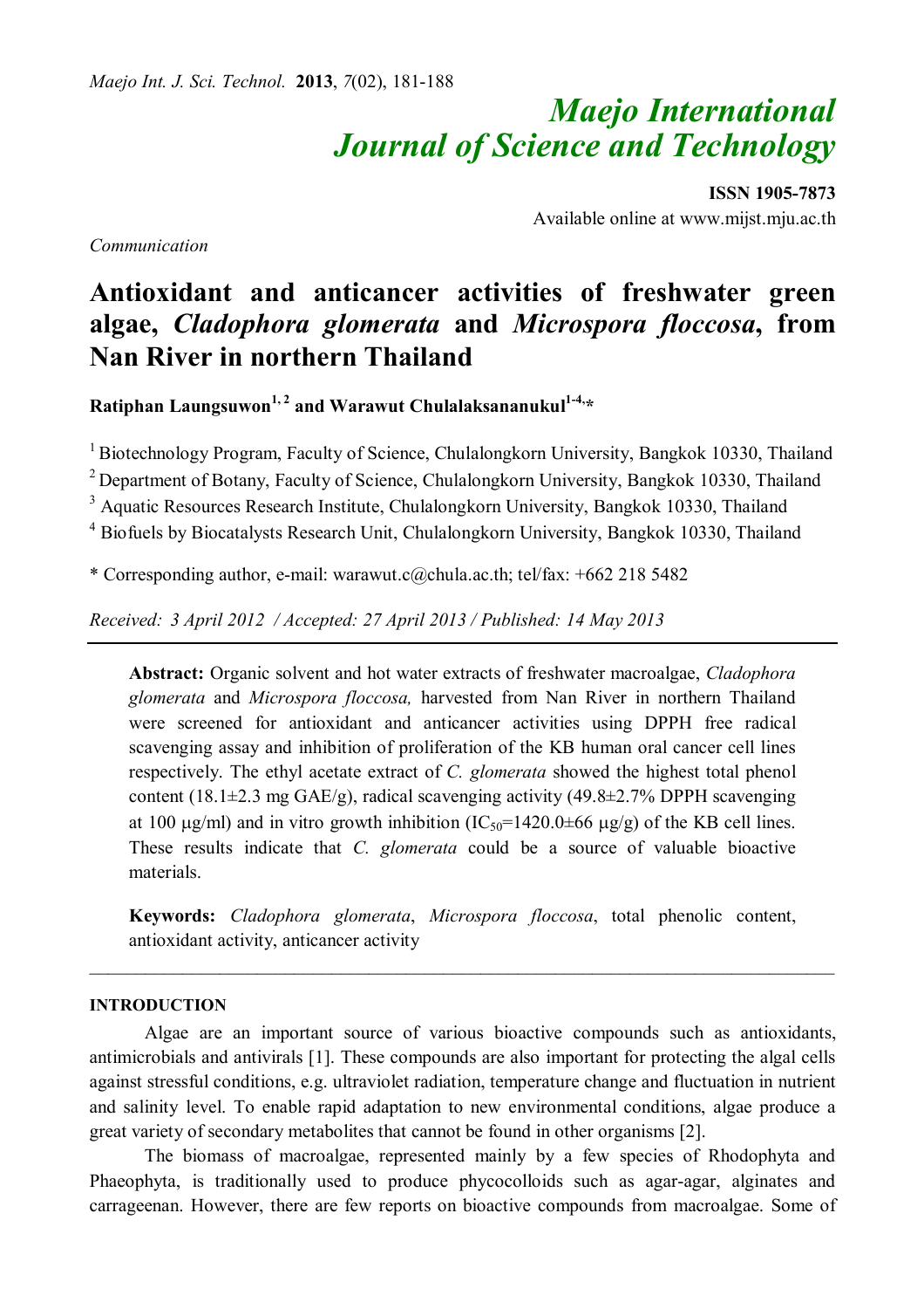*Maejo Int. J. Sci. Technol.* **2013**, *7*(02), 181-188

# *Maejo International Journal of Science and Technology*

**ISSN 1905-7873**
Available online at www.mijst.mju.ac.th

*Communication*

# Antioxidant and anticancer activities of freshwater green algae, *Cladophora glomerata* and *Microspora floccosa*, from Nan River in northern Thailand

**Ratiphan Laungsuwon[1, 2] and Warawut Chulalaksananukul[1-4,*]**

[1] Biotechnology Program, Faculty of Science, Chulalongkorn University, Bangkok 10330, Thailand
[2] Department of Botany, Faculty of Science, Chulalongkorn University, Bangkok 10330, Thailand
[3] Aquatic Resources Research Institute, Chulalongkorn University, Bangkok 10330, Thailand
[4] Biofuels by Biocatalysts Research Unit, Chulalongkorn University, Bangkok 10330, Thailand

\* Corresponding author, e-mail: warawut.c@chula.ac.th; tel/fax: +662 218 5482

*Received: 3 April 2012 / Accepted: 27 April 2013 / Published: 14 May 2013*

---

**Abstract:** Organic solvent and hot water extracts of freshwater macroalgae, *Cladophora glomerata* and *Microspora floccosa,* harvested from Nan River in northern Thailand were screened for antioxidant and anticancer activities using DPPH free radical scavenging assay and inhibition of proliferation of the KB human oral cancer cell lines respectively. The ethyl acetate extract of *C. glomerata* showed the highest total phenol content (18.1±2.3 mg GAE/g), radical scavenging activity (49.8±2.7% DPPH scavenging at 100 μg/ml) and in vitro growth inhibition ($IC_{50}$=1420.0±66 μg/g) of the KB cell lines. These results indicate that *C. glomerata* could be a source of valuable bioactive materials.

**Keywords:** *Cladophora glomerata*, *Microspora floccosa*, total phenolic content, antioxidant activity, anticancer activity

---

## INTRODUCTION

Algae are an important source of various bioactive compounds such as antioxidants, antimicrobials and antivirals [1]. These compounds are also important for protecting the algal cells against stressful conditions, e.g. ultraviolet radiation, temperature change and fluctuation in nutrient and salinity level. To enable rapid adaptation to new environmental conditions, algae produce a great variety of secondary metabolites that cannot be found in other organisms [2].

The biomass of macroalgae, represented mainly by a few species of Rhodophyta and Phaeophyta, is traditionally used to produce phycocolloids such as agar-agar, alginates and carrageenan. However, there are few reports on bioactive compounds from macroalgae. Some of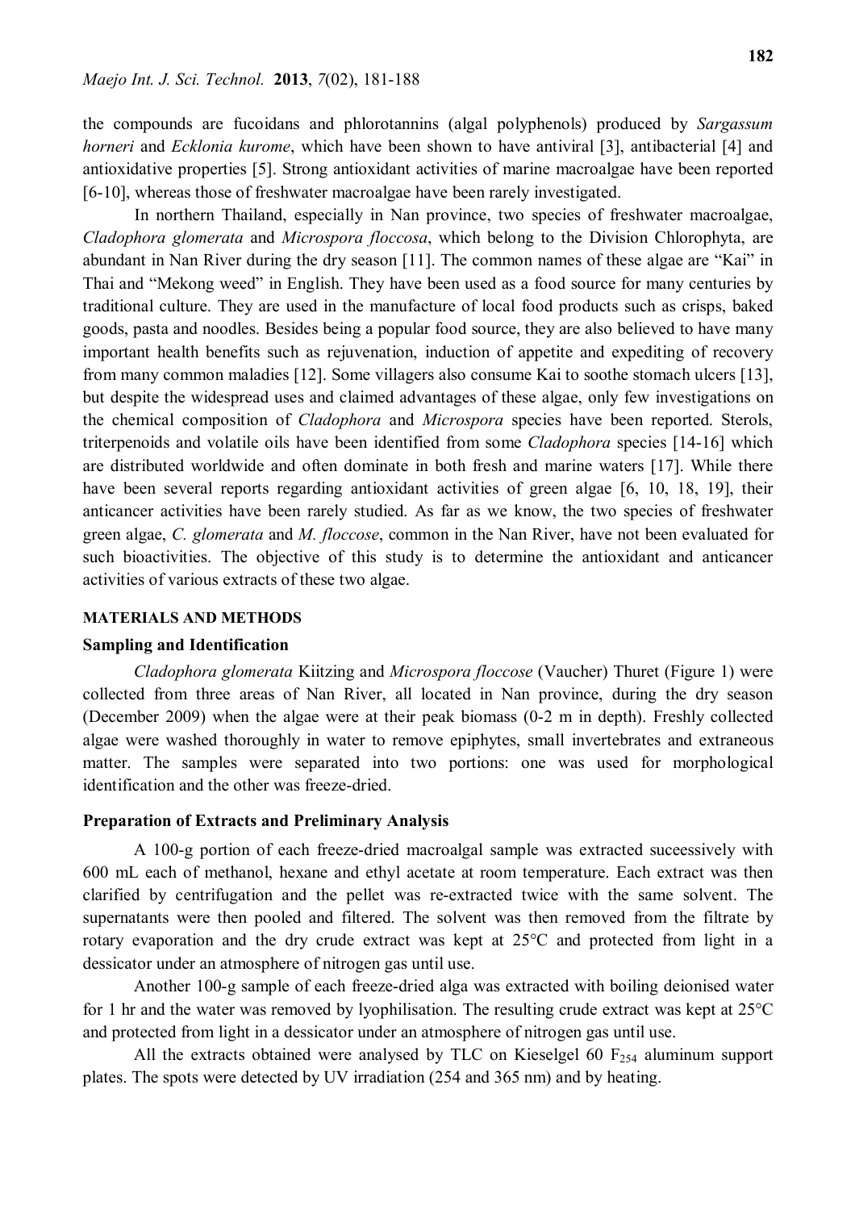the compounds are fucoidans and phlorotannins (algal polyphenols) produced by *Sargassum horneri* and *Ecklonia kurome*, which have been shown to have antiviral [3], antibacterial [4] and antioxidative properties [5]. Strong antioxidant activities of marine macroalgae have been reported [6-10], whereas those of freshwater macroalgae have been rarely investigated.

In northern Thailand, especially in Nan province, two species of freshwater macroalgae, *Cladophora glomerata* and *Microspora floccosa*, which belong to the Division Chlorophyta, are abundant in Nan River during the dry season [11]. The common names of these algae are "Kai" in Thai and "Mekong weed" in English. They have been used as a food source for many centuries by traditional culture. They are used in the manufacture of local food products such as crisps, baked goods, pasta and noodles. Besides being a popular food source, they are also believed to have many important health benefits such as rejuvenation, induction of appetite and expediting of recovery from many common maladies [12]. Some villagers also consume Kai to soothe stomach ulcers [13], but despite the widespread uses and claimed advantages of these algae, only few investigations on the chemical composition of *Cladophora* and *Microspora* species have been reported. Sterols, triterpenoids and volatile oils have been identified from some *Cladophora* species [14-16] which are distributed worldwide and often dominate in both fresh and marine waters [17]. While there have been several reports regarding antioxidant activities of green algae [6, 10, 18, 19], their anticancer activities have been rarely studied. As far as we know, the two species of freshwater green algae, *C. glomerata* and *M. floccose*, common in the Nan River, have not been evaluated for such bioactivities. The objective of this study is to determine the antioxidant and anticancer activities of various extracts of these two algae.

## MATERIALS AND METHODS

### Sampling and Identification

*Cladophora glomerata* Kiitzing and *Microspora floccose* (Vaucher) Thuret (Figure 1) were collected from three areas of Nan River, all located in Nan province, during the dry season (December 2009) when the algae were at their peak biomass (0-2 m in depth). Freshly collected algae were washed thoroughly in water to remove epiphytes, small invertebrates and extraneous matter. The samples were separated into two portions: one was used for morphological identification and the other was freeze-dried.

### Preparation of Extracts and Preliminary Analysis

A 100-g portion of each freeze-dried macroalgal sample was extracted suceessively with 600 mL each of methanol, hexane and ethyl acetate at room temperature. Each extract was then clarified by centrifugation and the pellet was re-extracted twice with the same solvent. The supernatants were then pooled and filtered. The solvent was then removed from the filtrate by rotary evaporation and the dry crude extract was kept at 25°C and protected from light in a dessicator under an atmosphere of nitrogen gas until use.

Another 100-g sample of each freeze-dried alga was extracted with boiling deionised water for 1 hr and the water was removed by lyophilisation. The resulting crude extract was kept at 25°C and protected from light in a dessicator under an atmosphere of nitrogen gas until use.

All the extracts obtained were analysed by TLC on Kieselgel 60 $F_{254}$ aluminum support plates. The spots were detected by UV irradiation (254 and 365 nm) and by heating.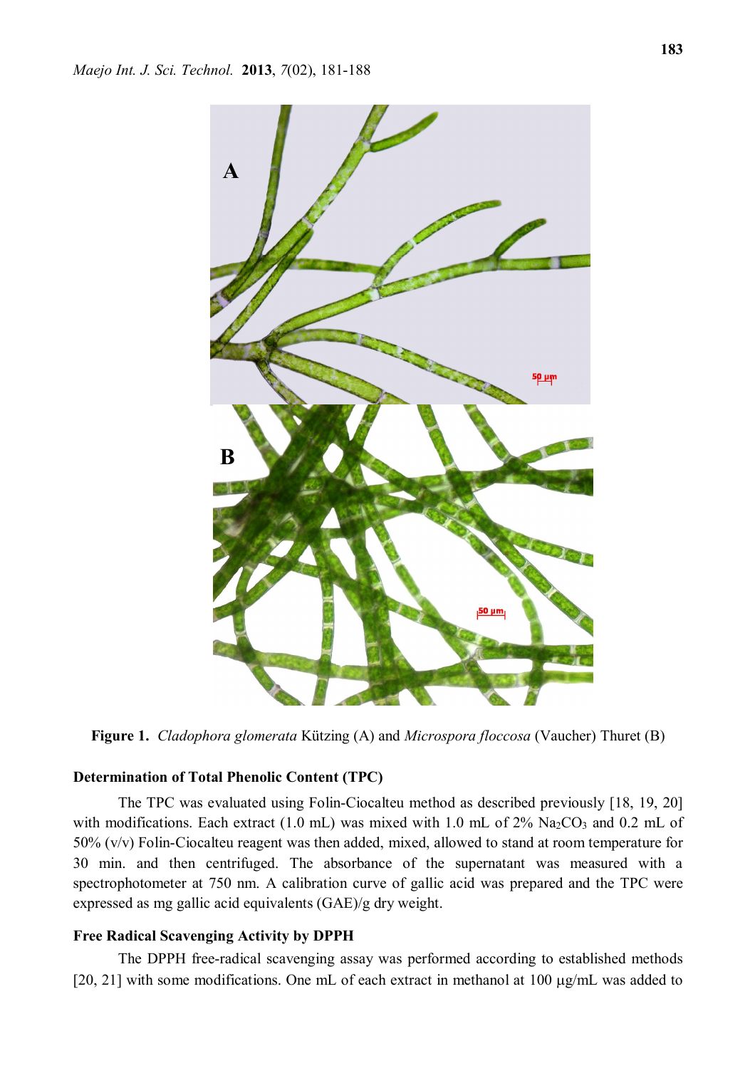Figure 1. *Cladophora glomerata* Kützing (A) and *Microspora floccosa* (Vaucher) Thuret (B)

**Determination of Total Phenolic Content (TPC)**

The TPC was evaluated using Folin-Ciocalteu method as described previously [18, 19, 20] with modifications. Each extract (1.0 mL) was mixed with 1.0 mL of 2% $Na_2CO_3$ and 0.2 mL of 50% (v/v) Folin-Ciocalteu reagent was then added, mixed, allowed to stand at room temperature for 30 min. and then centrifuged. The absorbance of the supernatant was measured with a spectrophotometer at 750 nm. A calibration curve of gallic acid was prepared and the TPC were expressed as mg gallic acid equivalents (GAE)/g dry weight.

**Free Radical Scavenging Activity by DPPH**

The DPPH free-radical scavenging assay was performed according to established methods [20, 21] with some modifications. One mL of each extract in methanol at 100 μg/mL was added to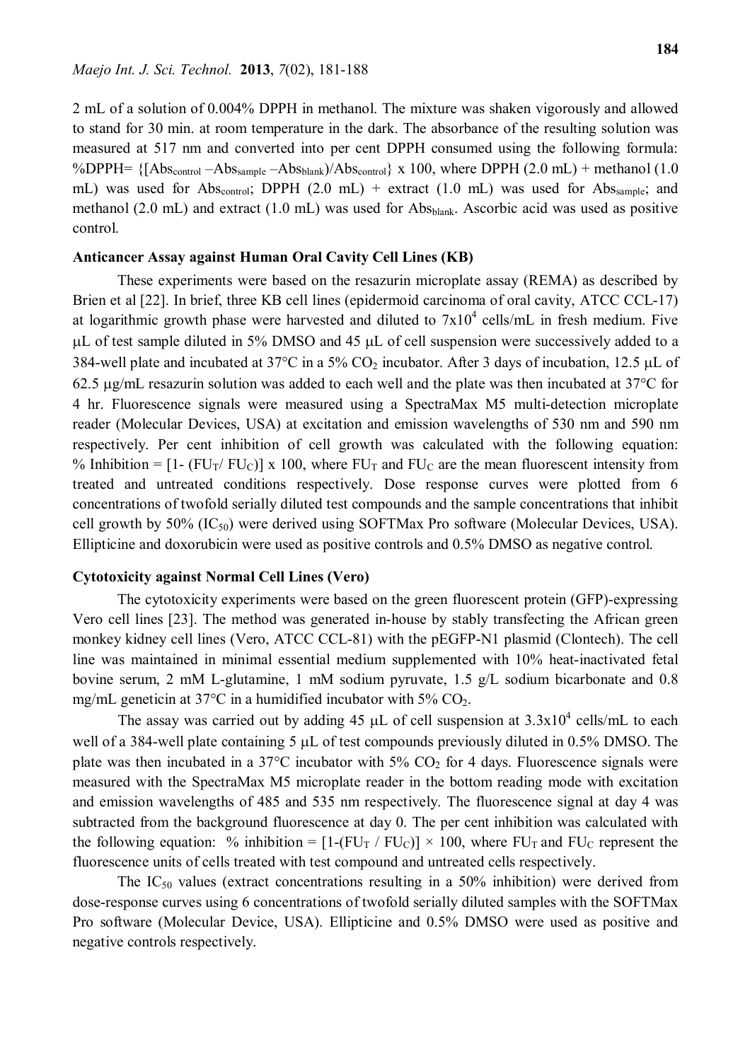2 mL of a solution of 0.004% DPPH in methanol. The mixture was shaken vigorously and allowed to stand for 30 min. at room temperature in the dark. The absorbance of the resulting solution was measured at 517 nm and converted into per cent DPPH consumed using the following formula: $\%DPPH = \{[Abs_{control} - Abs_{sample} - Abs_{blank})/Abs_{control}\} \times 100$, where DPPH (2.0 mL) + methanol (1.0 mL) was used for $Abs_{control}$; DPPH (2.0 mL) + extract (1.0 mL) was used for $Abs_{sample}$; and methanol (2.0 mL) and extract (1.0 mL) was used for $Abs_{blank}$. Ascorbic acid was used as positive control.

**Anticancer Assay against Human Oral Cavity Cell Lines (KB)**

These experiments were based on the resazurin microplate assay (REMA) as described by Brien et al [22]. In brief, three KB cell lines (epidermoid carcinoma of oral cavity, ATCC CCL-17) at logarithmic growth phase were harvested and diluted to $7 \times 10^4$ cells/mL in fresh medium. Five μL of test sample diluted in 5% DMSO and 45 μL of cell suspension were successively added to a 384-well plate and incubated at 37°C in a 5% $CO_2$ incubator. After 3 days of incubation, 12.5 μL of 62.5 μg/mL resazurin solution was added to each well and the plate was then incubated at 37°C for 4 hr. Fluorescence signals were measured using a SpectraMax M5 multi-detection microplate reader (Molecular Devices, USA) at excitation and emission wavelengths of 530 nm and 590 nm respectively. Per cent inhibition of cell growth was calculated with the following equation: $\%\ Inhibition = [1 - (FU_T / FU_C)] \times 100$, where $FU_T$ and $FU_C$ are the mean fluorescent intensity from treated and untreated conditions respectively. Dose response curves were plotted from 6 concentrations of twofold serially diluted test compounds and the sample concentrations that inhibit cell growth by 50% ($IC_{50}$) were derived using SOFTMax Pro software (Molecular Devices, USA). Ellipticine and doxorubicin were used as positive controls and 0.5% DMSO as negative control.

**Cytotoxicity against Normal Cell Lines (Vero)**

The cytotoxicity experiments were based on the green fluorescent protein (GFP)-expressing Vero cell lines [23]. The method was generated in-house by stably transfecting the African green monkey kidney cell lines (Vero, ATCC CCL-81) with the pEGFP-N1 plasmid (Clontech). The cell line was maintained in minimal essential medium supplemented with 10% heat-inactivated fetal bovine serum, 2 mM L-glutamine, 1 mM sodium pyruvate, 1.5 g/L sodium bicarbonate and 0.8 mg/mL geneticin at 37°C in a humidified incubator with 5% $CO_2$.

The assay was carried out by adding 45 μL of cell suspension at $3.3 \times 10^4$ cells/mL to each well of a 384-well plate containing 5 μL of test compounds previously diluted in 0.5% DMSO. The plate was then incubated in a 37°C incubator with 5% $CO_2$ for 4 days. Fluorescence signals were measured with the SpectraMax M5 microplate reader in the bottom reading mode with excitation and emission wavelengths of 485 and 535 nm respectively. The fluorescence signal at day 4 was subtracted from the background fluorescence at day 0. The per cent inhibition was calculated with the following equation: $\%\ inhibition = [1-(FU_T / FU_C)] \times 100$, where $FU_T$ and $FU_C$ represent the fluorescence units of cells treated with test compound and untreated cells respectively.

The $IC_{50}$ values (extract concentrations resulting in a 50% inhibition) were derived from dose-response curves using 6 concentrations of twofold serially diluted samples with the SOFTMax Pro software (Molecular Device, USA). Ellipticine and 0.5% DMSO were used as positive and negative controls respectively.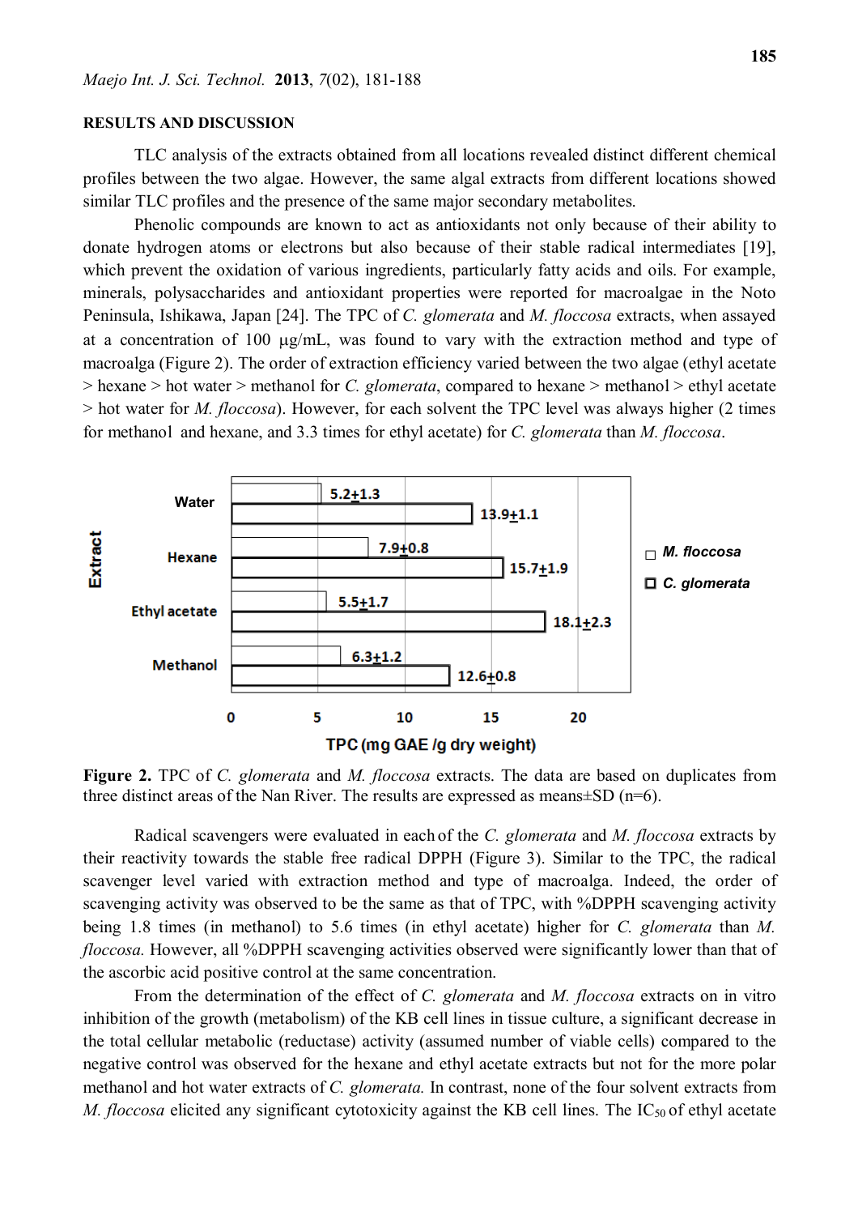## RESULTS AND DISCUSSION

TLC analysis of the extracts obtained from all locations revealed distinct different chemical profiles between the two algae. However, the same algal extracts from different locations showed similar TLC profiles and the presence of the same major secondary metabolites.

Phenolic compounds are known to act as antioxidants not only because of their ability to donate hydrogen atoms or electrons but also because of their stable radical intermediates [19], which prevent the oxidation of various ingredients, particularly fatty acids and oils. For example, minerals, polysaccharides and antioxidant properties were reported for macroalgae in the Noto Peninsula, Ishikawa, Japan [24]. The TPC of *C. glomerata* and *M. floccosa* extracts, when assayed at a concentration of 100 μg/mL, was found to vary with the extraction method and type of macroalga (Figure 2). The order of extraction efficiency varied between the two algae (ethyl acetate > hexane > hot water > methanol for *C. glomerata*, compared to hexane > methanol > ethyl acetate > hot water for *M. floccosa*). However, for each solvent the TPC level was always higher (2 times for methanol and hexane, and 3.3 times for ethyl acetate) for *C. glomerata* than *M. floccosa*.

| Extract | *M. floccosa* | *C. glomerata* |
|---|---|---|
| Water | 5.2±1.3 | 13.9±1.1 |
| Hexane | 7.9±0.8 | 15.7±1.9 |
| Ethyl acetate | 5.5±1.7 | 18.1±2.3 |
| Methanol | 6.3±1.2 | 12.6±0.8 |

TPC (mg GAE /g dry weight)

**Figure 2.** TPC of *C. glomerata* and *M. floccosa* extracts. The data are based on duplicates from three distinct areas of the Nan River. The results are expressed as means±SD (n=6).

Radical scavengers were evaluated in each of the *C. glomerata* and *M. floccosa* extracts by their reactivity towards the stable free radical DPPH (Figure 3). Similar to the TPC, the radical scavenger level varied with extraction method and type of macroalga. Indeed, the order of scavenging activity was observed to be the same as that of TPC, with %DPPH scavenging activity being 1.8 times (in methanol) to 5.6 times (in ethyl acetate) higher for *C. glomerata* than *M. floccosa.* However, all %DPPH scavenging activities observed were significantly lower than that of the ascorbic acid positive control at the same concentration.

From the determination of the effect of *C. glomerata* and *M. floccosa* extracts on in vitro inhibition of the growth (metabolism) of the KB cell lines in tissue culture, a significant decrease in the total cellular metabolic (reductase) activity (assumed number of viable cells) compared to the negative control was observed for the hexane and ethyl acetate extracts but not for the more polar methanol and hot water extracts of *C. glomerata.* In contrast, none of the four solvent extracts from *M. floccosa* elicited any significant cytotoxicity against the KB cell lines. The $IC_{50}$ of ethyl acetate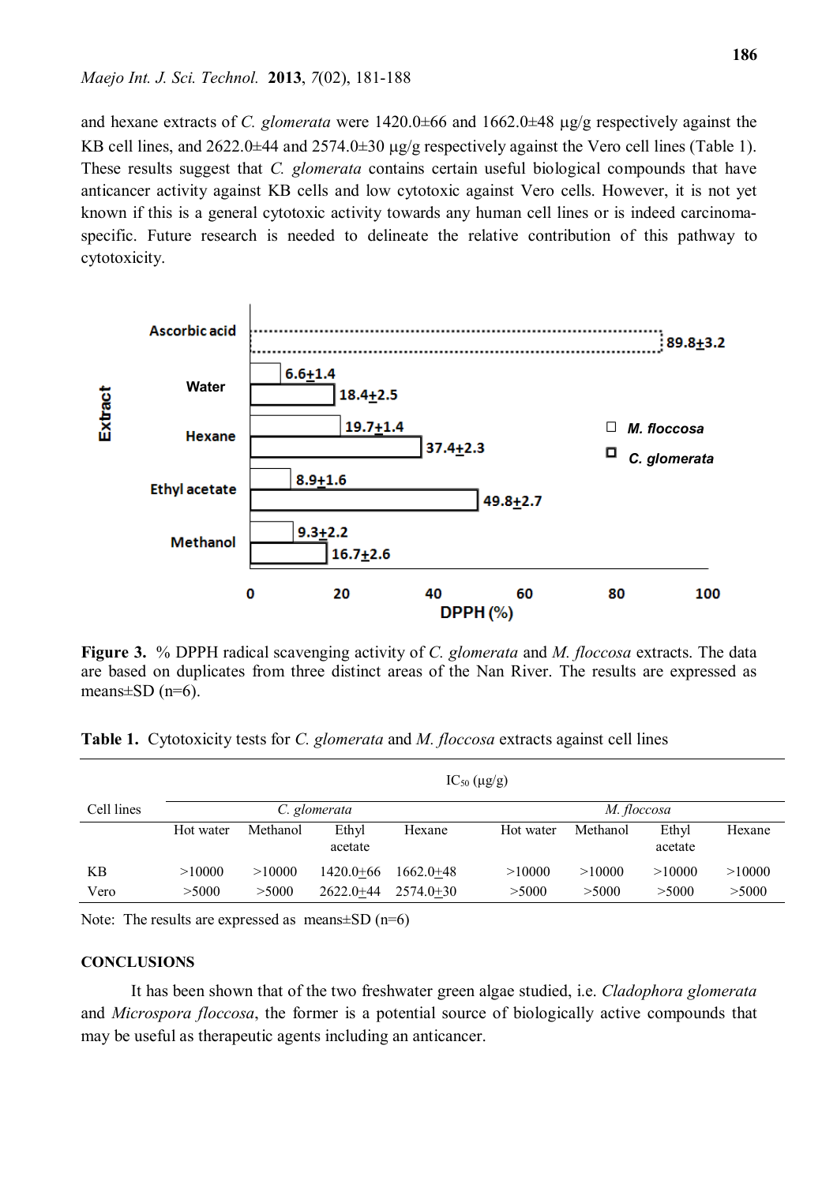and hexane extracts of *C. glomerata* were 1420.0±66 and 1662.0±48 μg/g respectively against the KB cell lines, and 2622.0±44 and 2574.0±30 μg/g respectively against the Vero cell lines (Table 1). These results suggest that *C. glomerata* contains certain useful biological compounds that have anticancer activity against KB cells and low cytotoxic against Vero cells. However, it is not yet known if this is a general cytotoxic activity towards any human cell lines or is indeed carcinoma-specific. Future research is needed to delineate the relative contribution of this pathway to cytotoxicity.

**Figure 3.** % DPPH radical scavenging activity of *C. glomerata* and *M. floccosa* extracts. The data are based on duplicates from three distinct areas of the Nan River. The results are expressed as means±SD (n=6).

**Table 1.** Cytotoxicity tests for *C. glomerata* and *M. floccosa* extracts against cell lines

| Cell lines | $IC_{50}$ (μg/g) | | | | | | | |
|---|---|---|---|---|---|---|---|---|
| | *C. glomerata* | | | | *M. floccosa* | | | |
| | Hot water | Methanol | Ethyl acetate | Hexane | Hot water | Methanol | Ethyl acetate | Hexane |
| KB | >10000 | >10000 | 1420.0±66 | 1662.0±48 | >10000 | >10000 | >10000 | >10000 |
| Vero | >5000 | >5000 | 2622.0±44 | 2574.0±30 | >5000 | >5000 | >5000 | >5000 |

Note: The results are expressed as means±SD (n=6)

## CONCLUSIONS

It has been shown that of the two freshwater green algae studied, i.e. *Cladophora glomerata* and *Microspora floccosa*, the former is a potential source of biologically active compounds that may be useful as therapeutic agents including an anticancer.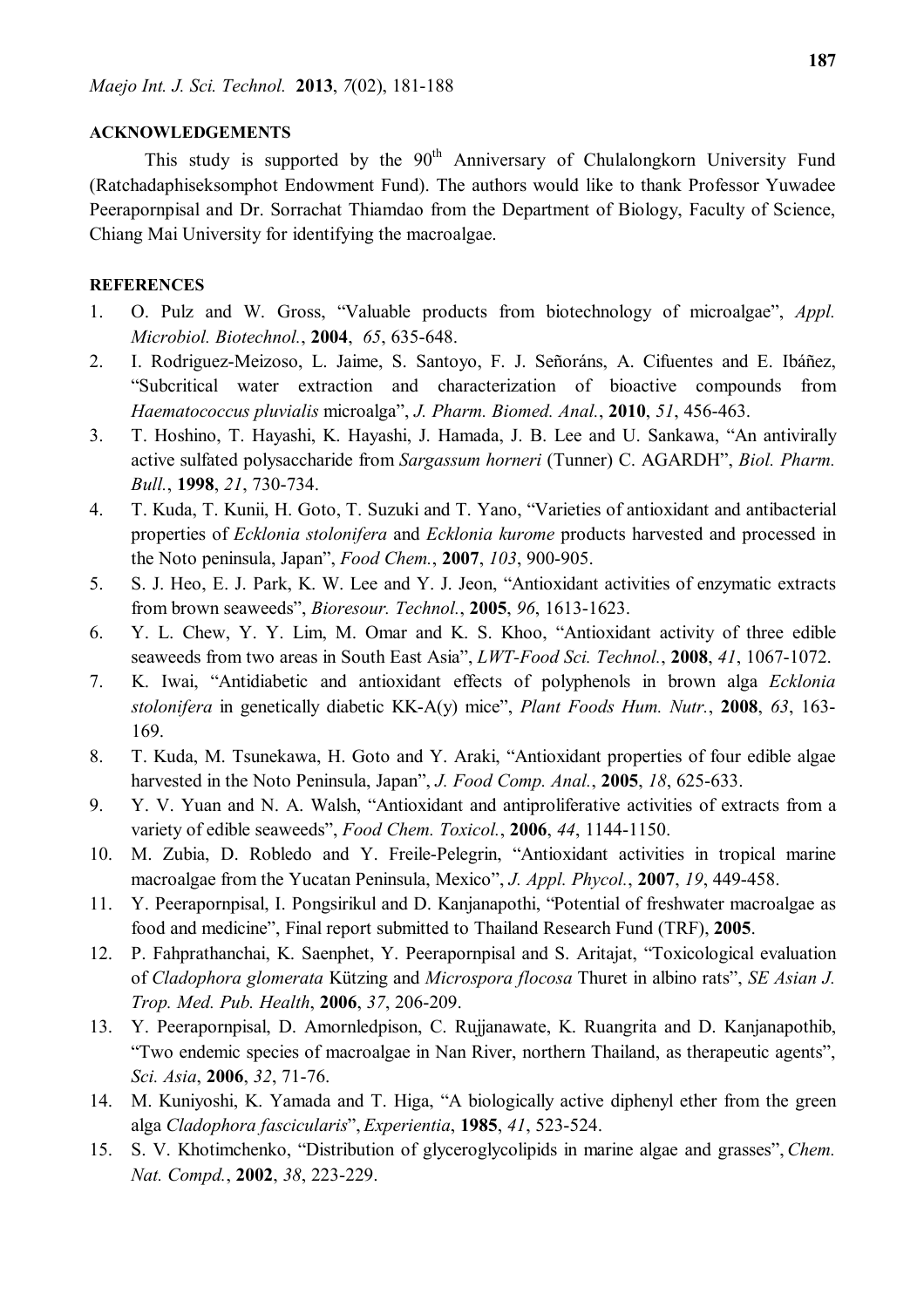## ACKNOWLEDGEMENTS

This study is supported by the 90th Anniversary of Chulalongkorn University Fund (Ratchadaphiseksomphot Endowment Fund). The authors would like to thank Professor Yuwadee Peerapornpisal and Dr. Sorrachat Thiamdao from the Department of Biology, Faculty of Science, Chiang Mai University for identifying the macroalgae.

## REFERENCES

1. O. Pulz and W. Gross, "Valuable products from biotechnology of microalgae", *Appl. Microbiol. Biotechnol.*, **2004**, *65*, 635-648.
2. I. Rodriguez-Meizoso, L. Jaime, S. Santoyo, F. J. Señoráns, A. Cifuentes and E. Ibáñez, "Subcritical water extraction and characterization of bioactive compounds from *Haematococcus pluvialis* microalga", *J. Pharm. Biomed. Anal.*, **2010**, *51*, 456-463.
3. T. Hoshino, T. Hayashi, K. Hayashi, J. Hamada, J. B. Lee and U. Sankawa, "An antivirally active sulfated polysaccharide from *Sargassum horneri* (Tunner) C. AGARDH", *Biol. Pharm. Bull.*, **1998**, *21*, 730-734.
4. T. Kuda, T. Kunii, H. Goto, T. Suzuki and T. Yano, "Varieties of antioxidant and antibacterial properties of *Ecklonia stolonifera* and *Ecklonia kurome* products harvested and processed in the Noto peninsula, Japan", *Food Chem.*, **2007**, *103*, 900-905.
5. S. J. Heo, E. J. Park, K. W. Lee and Y. J. Jeon, "Antioxidant activities of enzymatic extracts from brown seaweeds", *Bioresour. Technol.*, **2005**, *96*, 1613-1623.
6. Y. L. Chew, Y. Y. Lim, M. Omar and K. S. Khoo, "Antioxidant activity of three edible seaweeds from two areas in South East Asia", *LWT-Food Sci. Technol.*, **2008**, *41*, 1067-1072.
7. K. Iwai, "Antidiabetic and antioxidant effects of polyphenols in brown alga *Ecklonia stolonifera* in genetically diabetic KK-A(y) mice", *Plant Foods Hum. Nutr.*, **2008**, *63*, 163-169.
8. T. Kuda, M. Tsunekawa, H. Goto and Y. Araki, "Antioxidant properties of four edible algae harvested in the Noto Peninsula, Japan", *J. Food Comp. Anal.*, **2005**, *18*, 625-633.
9. Y. V. Yuan and N. A. Walsh, "Antioxidant and antiproliferative activities of extracts from a variety of edible seaweeds", *Food Chem. Toxicol.*, **2006**, *44*, 1144-1150.
10. M. Zubia, D. Robledo and Y. Freile-Pelegrin, "Antioxidant activities in tropical marine macroalgae from the Yucatan Peninsula, Mexico", *J. Appl. Phycol.*, **2007**, *19*, 449-458.
11. Y. Peerapornpisal, I. Pongsirikul and D. Kanjanapothi, "Potential of freshwater macroalgae as food and medicine", Final report submitted to Thailand Research Fund (TRF), **2005**.
12. P. Fahprathanchai, K. Saenphet, Y. Peerapornpisal and S. Aritajat, "Toxicological evaluation of *Cladophora glomerata* Kützing and *Microspora flocosa* Thuret in albino rats", *SE Asian J. Trop. Med. Pub. Health*, **2006**, *37*, 206-209.
13. Y. Peerapornpisal, D. Amornledpison, C. Rujjanawate, K. Ruangrita and D. Kanjanapothib, "Two endemic species of macroalgae in Nan River, northern Thailand, as therapeutic agents", *Sci. Asia*, **2006**, *32*, 71-76.
14. M. Kuniyoshi, K. Yamada and T. Higa, "A biologically active diphenyl ether from the green alga *Cladophora fascicularis*", *Experientia*, **1985**, *41*, 523-524.
15. S. V. Khotimchenko, "Distribution of glyceroglycolipids in marine algae and grasses", *Chem. Nat. Compd.*, **2002**, *38*, 223-229.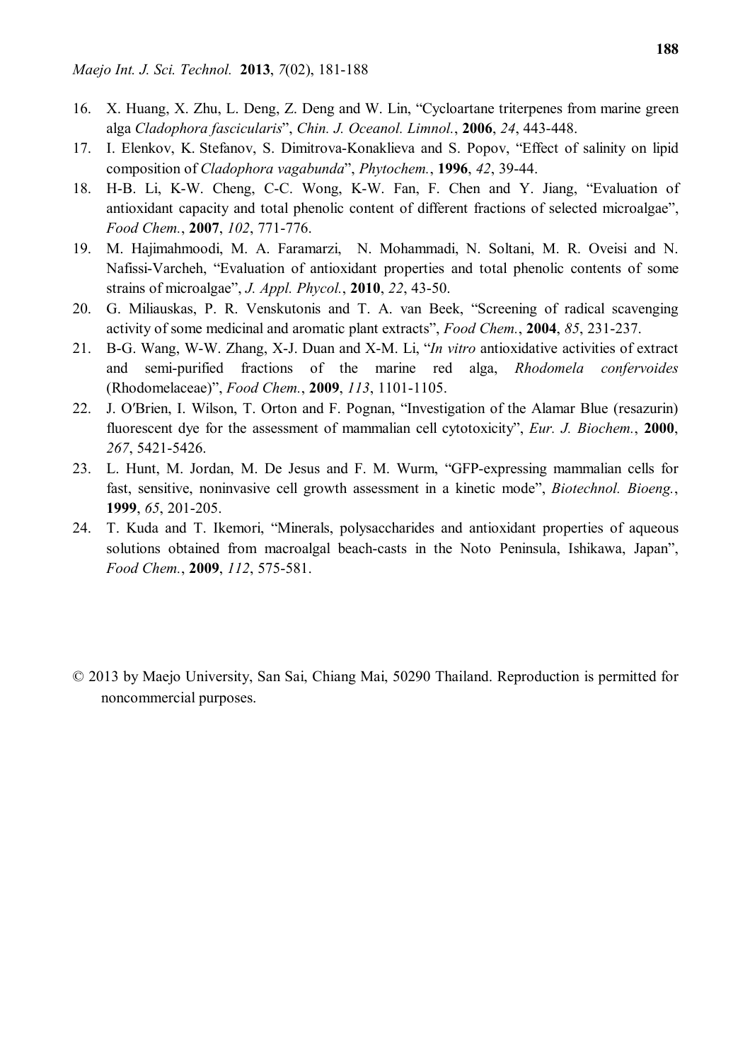16. X. Huang, X. Zhu, L. Deng, Z. Deng and W. Lin, "Cycloartane triterpenes from marine green alga *Cladophora fascicularis*", *Chin. J. Oceanol. Limnol.*, **2006**, *24*, 443-448.
17. I. Elenkov, K. Stefanov, S. Dimitrova-Konaklieva and S. Popov, "Effect of salinity on lipid composition of *Cladophora vagabunda*", *Phytochem.*, **1996**, *42*, 39-44.
18. H-B. Li, K-W. Cheng, C-C. Wong, K-W. Fan, F. Chen and Y. Jiang, "Evaluation of antioxidant capacity and total phenolic content of different fractions of selected microalgae", *Food Chem.*, **2007**, *102*, 771-776.
19. M. Hajimahmoodi, M. A. Faramarzi, N. Mohammadi, N. Soltani, M. R. Oveisi and N. Nafissi-Varcheh, "Evaluation of antioxidant properties and total phenolic contents of some strains of microalgae", *J. Appl. Phycol.*, **2010**, *22*, 43-50.
20. G. Miliauskas, P. R. Venskutonis and T. A. van Beek, "Screening of radical scavenging activity of some medicinal and aromatic plant extracts", *Food Chem.*, **2004**, *85*, 231-237.
21. B-G. Wang, W-W. Zhang, X-J. Duan and X-M. Li, "*In vitro* antioxidative activities of extract and semi-purified fractions of the marine red alga, *Rhodomela confervoides* (Rhodomelaceae)", *Food Chem.*, **2009**, *113*, 1101-1105.
22. J. O′Brien, I. Wilson, T. Orton and F. Pognan, "Investigation of the Alamar Blue (resazurin) fluorescent dye for the assessment of mammalian cell cytotoxicity", *Eur. J. Biochem.*, **2000**, *267*, 5421-5426.
23. L. Hunt, M. Jordan, M. De Jesus and F. M. Wurm, "GFP-expressing mammalian cells for fast, sensitive, noninvasive cell growth assessment in a kinetic mode", *Biotechnol. Bioeng.*, **1999**, *65*, 201-205.
24. T. Kuda and T. Ikemori, "Minerals, polysaccharides and antioxidant properties of aqueous solutions obtained from macroalgal beach-casts in the Noto Peninsula, Ishikawa, Japan", *Food Chem.*, **2009**, *112*, 575-581.

© 2013 by Maejo University, San Sai, Chiang Mai, 50290 Thailand. Reproduction is permitted for noncommercial purposes.